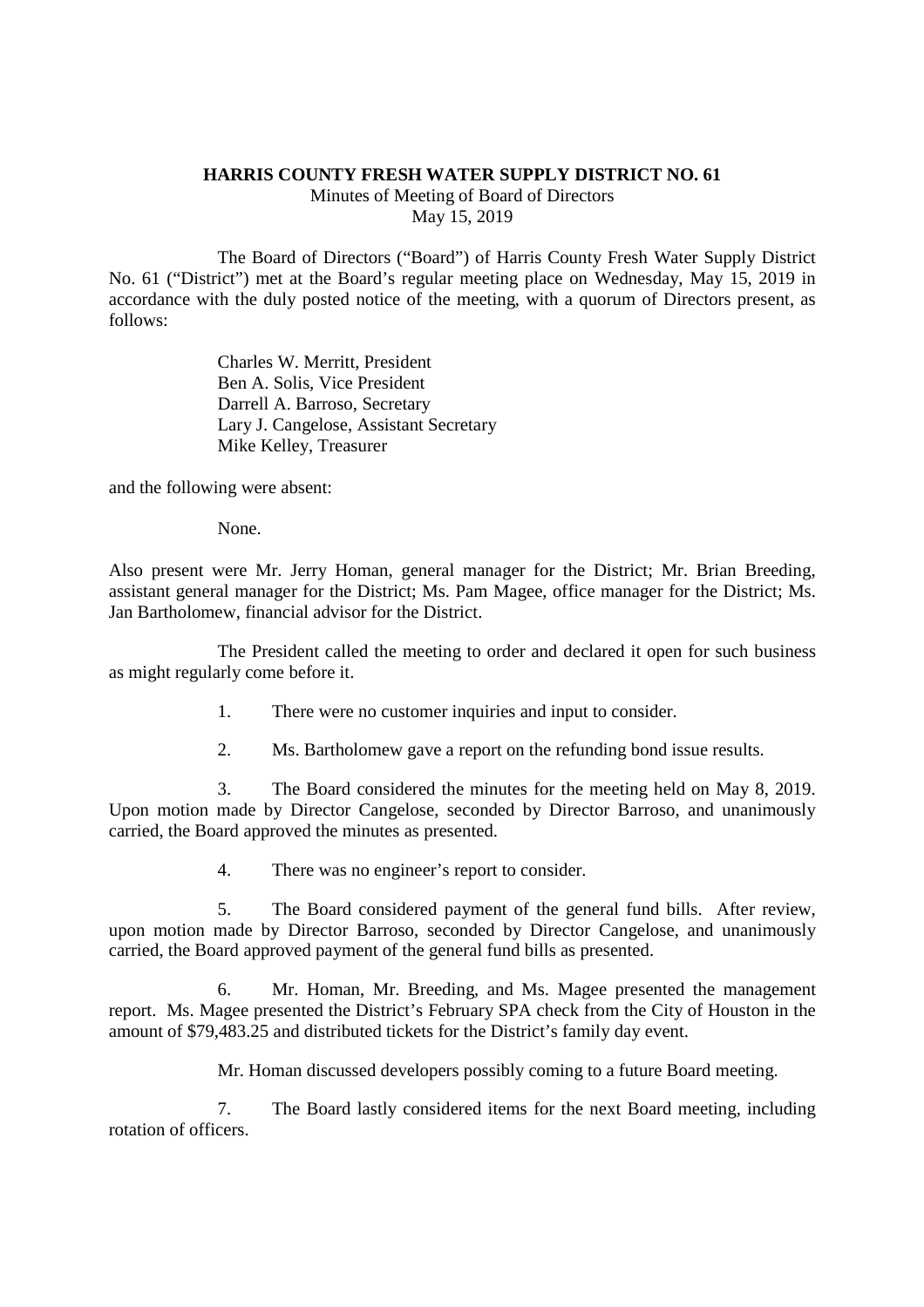**HARRIS COUNTY FRESH WATER SUPPLY DISTRICT NO. 61**

Minutes of Meeting of Board of Directors

May 15, 2019

The Board of Directors ("Board") of Harris County Fresh Water Supply District No. 61 ("District") met at the Board's regular meeting place on Wednesday, May 15, 2019 in accordance with the duly posted notice of the meeting, with a quorum of Directors present, as follows:

Charles W. Merritt, President
Ben A. Solis, Vice President
Darrell A. Barroso, Secretary
Lary J. Cangelose, Assistant Secretary
Mike Kelley, Treasurer

and the following were absent:

None.

Also present were Mr. Jerry Homan, general manager for the District; Mr. Brian Breeding, assistant general manager for the District; Ms. Pam Magee, office manager for the District; Ms. Jan Bartholomew, financial advisor for the District.

The President called the meeting to order and declared it open for such business as might regularly come before it.

1. There were no customer inquiries and input to consider.

2. Ms. Bartholomew gave a report on the refunding bond issue results.

3. The Board considered the minutes for the meeting held on May 8, 2019. Upon motion made by Director Cangelose, seconded by Director Barroso, and unanimously carried, the Board approved the minutes as presented.

4. There was no engineer's report to consider.

5. The Board considered payment of the general fund bills. After review, upon motion made by Director Barroso, seconded by Director Cangelose, and unanimously carried, the Board approved payment of the general fund bills as presented.

6. Mr. Homan, Mr. Breeding, and Ms. Magee presented the management report. Ms. Magee presented the District's February SPA check from the City of Houston in the amount of $79,483.25 and distributed tickets for the District's family day event.

Mr. Homan discussed developers possibly coming to a future Board meeting.

7. The Board lastly considered items for the next Board meeting, including rotation of officers.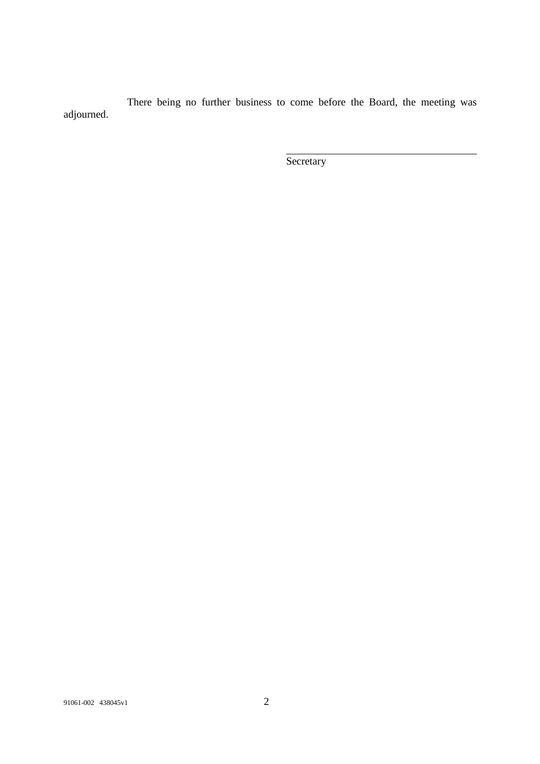There being no further business to come before the Board, the meeting was adjourned.

\_\_\_\_\_\_\_\_\_\_\_\_\_\_\_\_\_\_\_\_\_\_\_\_\_\_\_\_\_\_\_\_\_\_\_\_

Secretary

91061-002 438045v1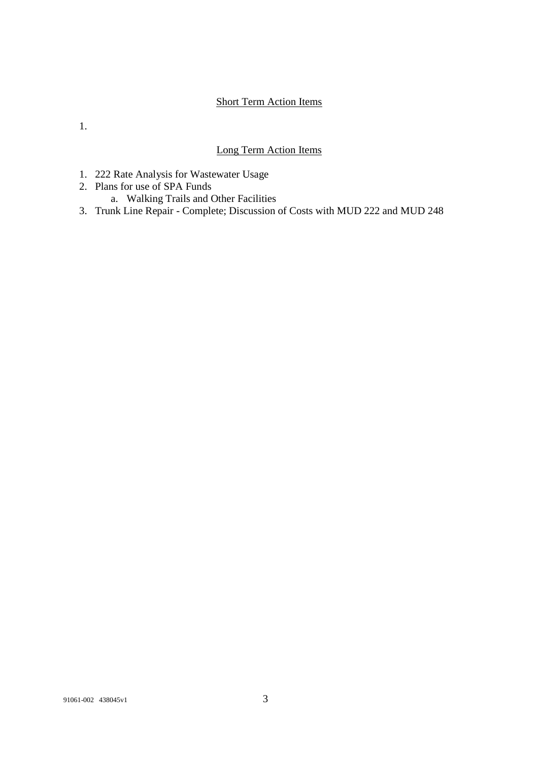<u>Short Term Action Items</u>

1.

<u>Long Term Action Items</u>

1. 222 Rate Analysis for Wastewater Usage
2. Plans for use of SPA Funds
   a. Walking Trails and Other Facilities
3. Trunk Line Repair - Complete; Discussion of Costs with MUD 222 and MUD 248

91061-002 438045v1